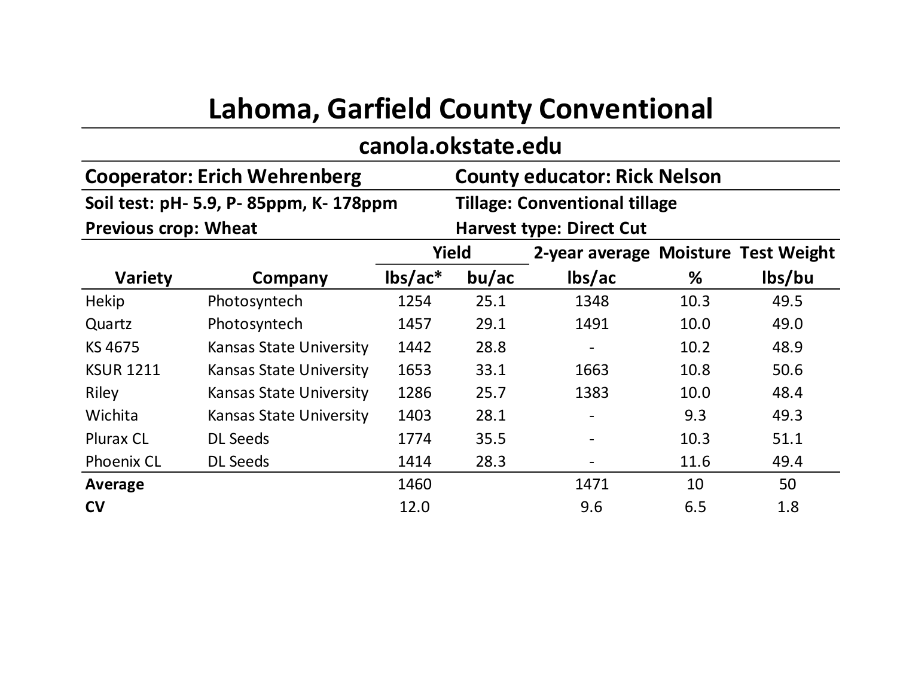# Lahoma, Garfield County Conventional

## canola.okstate.edu

**Cooperator: Erich Wehrenberg** | **County educator: Rick Nelson**

**Soil test: pH- 5.9, P- 85ppm, K- 178ppm** | **Tillage: Conventional tillage**

**Previous crop: Wheat** | **Harvest type: Direct Cut**

| | | Yield | | 2-year average | Moisture | Test Weight |
|---|---|---|---|---|---|---|
| **Variety** | **Company** | **lbs/ac*** | **bu/ac** | **lbs/ac** | **%** | **lbs/bu** |
| Hekip | Photosyntech | 1254 | 25.1 | 1348 | 10.3 | 49.5 |
| Quartz | Photosyntech | 1457 | 29.1 | 1491 | 10.0 | 49.0 |
| KS 4675 | Kansas State University | 1442 | 28.8 | - | 10.2 | 48.9 |
| KSUR 1211 | Kansas State University | 1653 | 33.1 | 1663 | 10.8 | 50.6 |
| Riley | Kansas State University | 1286 | 25.7 | 1383 | 10.0 | 48.4 |
| Wichita | Kansas State University | 1403 | 28.1 | - | 9.3 | 49.3 |
| Plurax CL | DL Seeds | 1774 | 35.5 | - | 10.3 | 51.1 |
| Phoenix CL | DL Seeds | 1414 | 28.3 | - | 11.6 | 49.4 |
| **Average** | | 1460 | | 1471 | 10 | 50 |
| **CV** | | 12.0 | | 9.6 | 6.5 | 1.8 |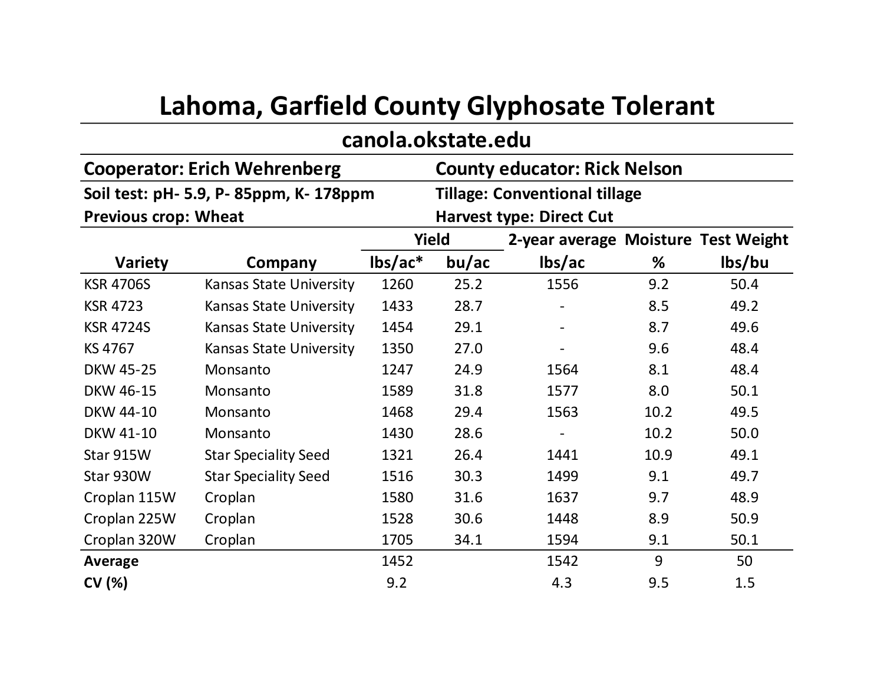# Lahoma, Garfield County Glyphosate Tolerant

## canola.okstate.edu

**Cooperator: Erich Wehrenberg** | **County educator: Rick Nelson**

**Soil test: pH- 5.9, P- 85ppm, K- 178ppm** | **Tillage: Conventional tillage**

**Previous crop: Wheat** | **Harvest type: Direct Cut**

| | | Yield | | 2-year average | Moisture | Test Weight |
|---|---|---|---|---|---|---|
| **Variety** | **Company** | **lbs/ac*** | **bu/ac** | **lbs/ac** | **%** | **lbs/bu** |
| KSR 4706S | Kansas State University | 1260 | 25.2 | 1556 | 9.2 | 50.4 |
| KSR 4723 | Kansas State University | 1433 | 28.7 | - | 8.5 | 49.2 |
| KSR 4724S | Kansas State University | 1454 | 29.1 | - | 8.7 | 49.6 |
| KS 4767 | Kansas State University | 1350 | 27.0 | - | 9.6 | 48.4 |
| DKW 45-25 | Monsanto | 1247 | 24.9 | 1564 | 8.1 | 48.4 |
| DKW 46-15 | Monsanto | 1589 | 31.8 | 1577 | 8.0 | 50.1 |
| DKW 44-10 | Monsanto | 1468 | 29.4 | 1563 | 10.2 | 49.5 |
| DKW 41-10 | Monsanto | 1430 | 28.6 | - | 10.2 | 50.0 |
| Star 915W | Star Speciality Seed | 1321 | 26.4 | 1441 | 10.9 | 49.1 |
| Star 930W | Star Speciality Seed | 1516 | 30.3 | 1499 | 9.1 | 49.7 |
| Croplan 115W | Croplan | 1580 | 31.6 | 1637 | 9.7 | 48.9 |
| Croplan 225W | Croplan | 1528 | 30.6 | 1448 | 8.9 | 50.9 |
| Croplan 320W | Croplan | 1705 | 34.1 | 1594 | 9.1 | 50.1 |
| **Average** | | 1452 | | 1542 | 9 | 50 |
| **CV (%)** | | 9.2 | | 4.3 | 9.5 | 1.5 |